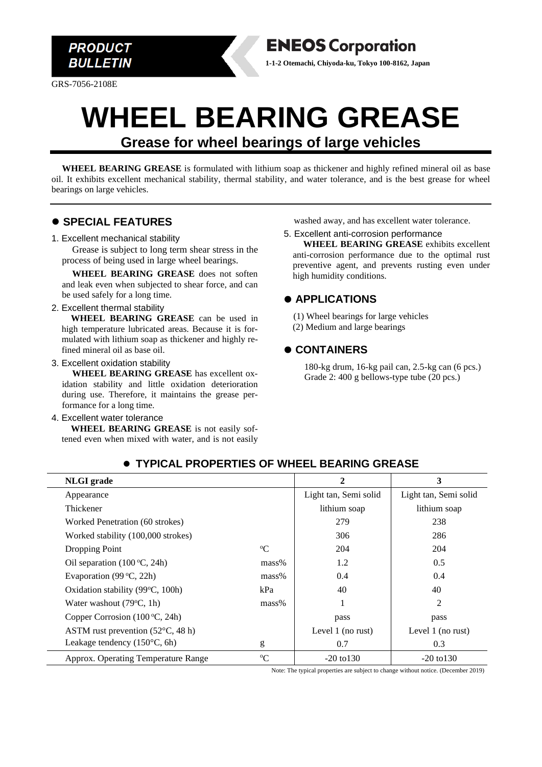PRODUCT BULLETIN

**ENEOS Corporation**

**1-1-2 Otemachi, Chiyoda-ku, Tokyo 100-8162, Japan**

GRS-7056-2108E

# WHEEL BEARING GREASE

## Grease for wheel bearings of large vehicles

**WHEEL BEARING GREASE** is formulated with lithium soap as thickener and highly refined mineral oil as base oil. It exhibits excellent mechanical stability, thermal stability, and water tolerance, and is the best grease for wheel bearings on large vehicles.

### ● SPECIAL FEATURES

1. Excellent mechanical stability

   Grease is subject to long term shear stress in the process of being used in large wheel bearings.

   **WHEEL BEARING GREASE** does not soften and leak even when subjected to shear force, and can be used safely for a long time.

2. Excellent thermal stability

   **WHEEL BEARING GREASE** can be used in high temperature lubricated areas. Because it is formulated with lithium soap as thickener and highly refined mineral oil as base oil.

3. Excellent oxidation stability

   **WHEEL BEARING GREASE** has excellent oxidation stability and little oxidation deterioration during use. Therefore, it maintains the grease performance for a long time.

4. Excellent water tolerance

   **WHEEL BEARING GREASE** is not easily softened even when mixed with water, and is not easily washed away, and has excellent water tolerance.

5. Excellent anti-corrosion performance

   **WHEEL BEARING GREASE** exhibits excellent anti-corrosion performance due to the optimal rust preventive agent, and prevents rusting even under high humidity conditions.

### ● APPLICATIONS

(1) Wheel bearings for large vehicles
(2) Medium and large bearings

### ● CONTAINERS

180-kg drum, 16-kg pail can, 2.5-kg can (6 pcs.)
Grade 2: 400 g bellows-type tube (20 pcs.)

### ● TYPICAL PROPERTIES OF WHEEL BEARING GREASE

| NLGI grade | | 2 | 3 |
|---|---|---|---|
| Appearance | | Light tan, Semi solid | Light tan, Semi solid |
| Thickener | | lithium soap | lithium soap |
| Worked Penetration (60 strokes) | | 279 | 238 |
| Worked stability (100,000 strokes) | | 306 | 286 |
| Dropping Point | °C | 204 | 204 |
| Oil separation (100 °C, 24h) | mass% | 1.2 | 0.5 |
| Evaporation (99 °C, 22h) | mass% | 0.4 | 0.4 |
| Oxidation stability (99°C, 100h) | kPa | 40 | 40 |
| Water washout (79°C, 1h) | mass% | 1 | 2 |
| Copper Corrosion (100 °C, 24h) | | pass | pass |
| ASTM rust prevention (52°C, 48 h) | | Level 1 (no rust) | Level 1 (no rust) |
| Leakage tendency (150°C, 6h) | g | 0.7 | 0.3 |
| Approx. Operating Temperature Range | °C | -20 to130 | -20 to130 |

Note: The typical properties are subject to change without notice. (December 2019)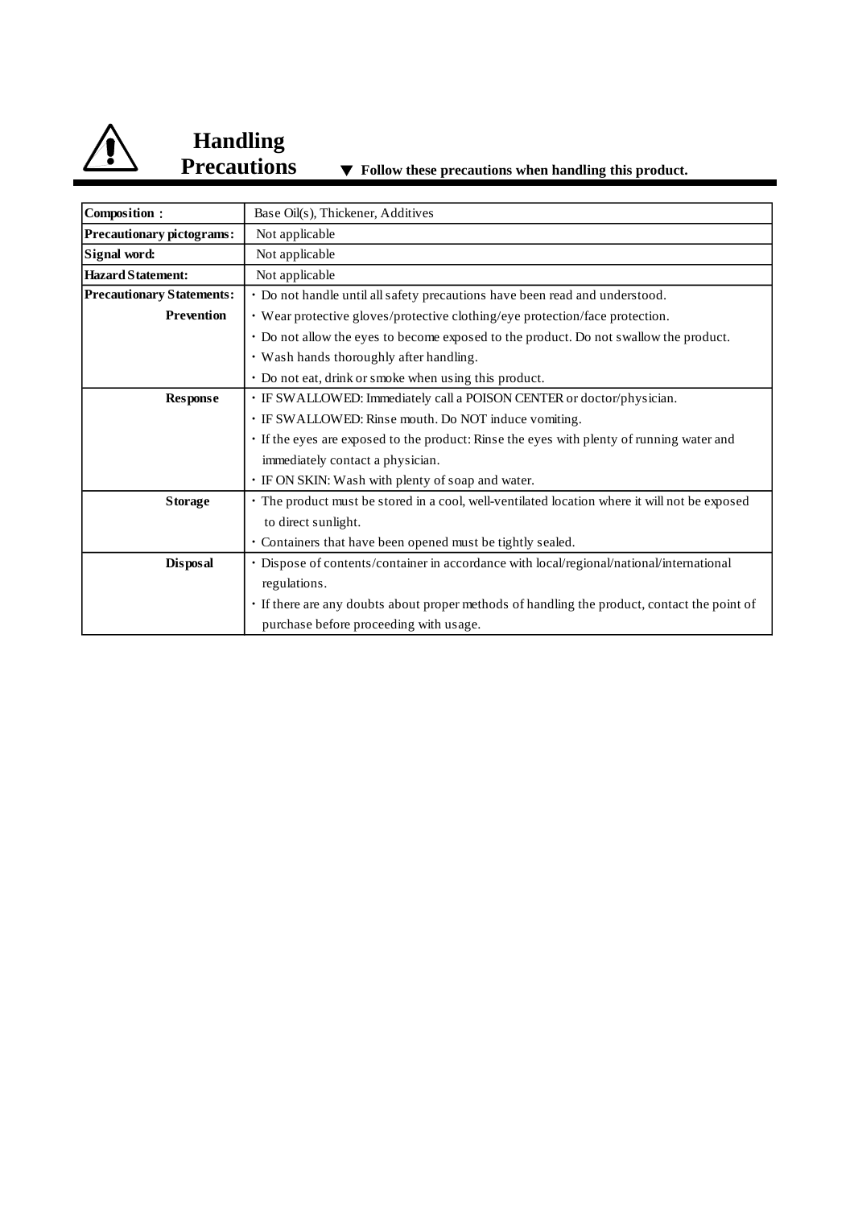# Handling Precautions

▼ **Follow these precautions when handling this product.**

| | |
|---|---|
| **Composition：** | Base Oil(s), Thickener, Additives |
| **Precautionary pictograms:** | Not applicable |
| **Signal word:** | Not applicable |
| **Hazard Statement:** | Not applicable |
| **Precautionary Statements:** **Prevention** | ・Do not handle until all safety precautions have been read and understood.<br>・Wear protective gloves/protective clothing/eye protection/face protection.<br>・Do not allow the eyes to become exposed to the product. Do not swallow the product.<br>・Wash hands thoroughly after handling.<br>・Do not eat, drink or smoke when using this product. |
| **Response** | ・IF SWALLOWED: Immediately call a POISON CENTER or doctor/physician.<br>・IF SWALLOWED: Rinse mouth. Do NOT induce vomiting.<br>・If the eyes are exposed to the product: Rinse the eyes with plenty of running water and immediately contact a physician.<br>・IF ON SKIN: Wash with plenty of soap and water. |
| **Storage** | ・The product must be stored in a cool, well-ventilated location where it will not be exposed to direct sunlight.<br>・Containers that have been opened must be tightly sealed. |
| **Disposal** | ・Dispose of contents/container in accordance with local/regional/national/international regulations.<br>・If there are any doubts about proper methods of handling the product, contact the point of purchase before proceeding with usage. |